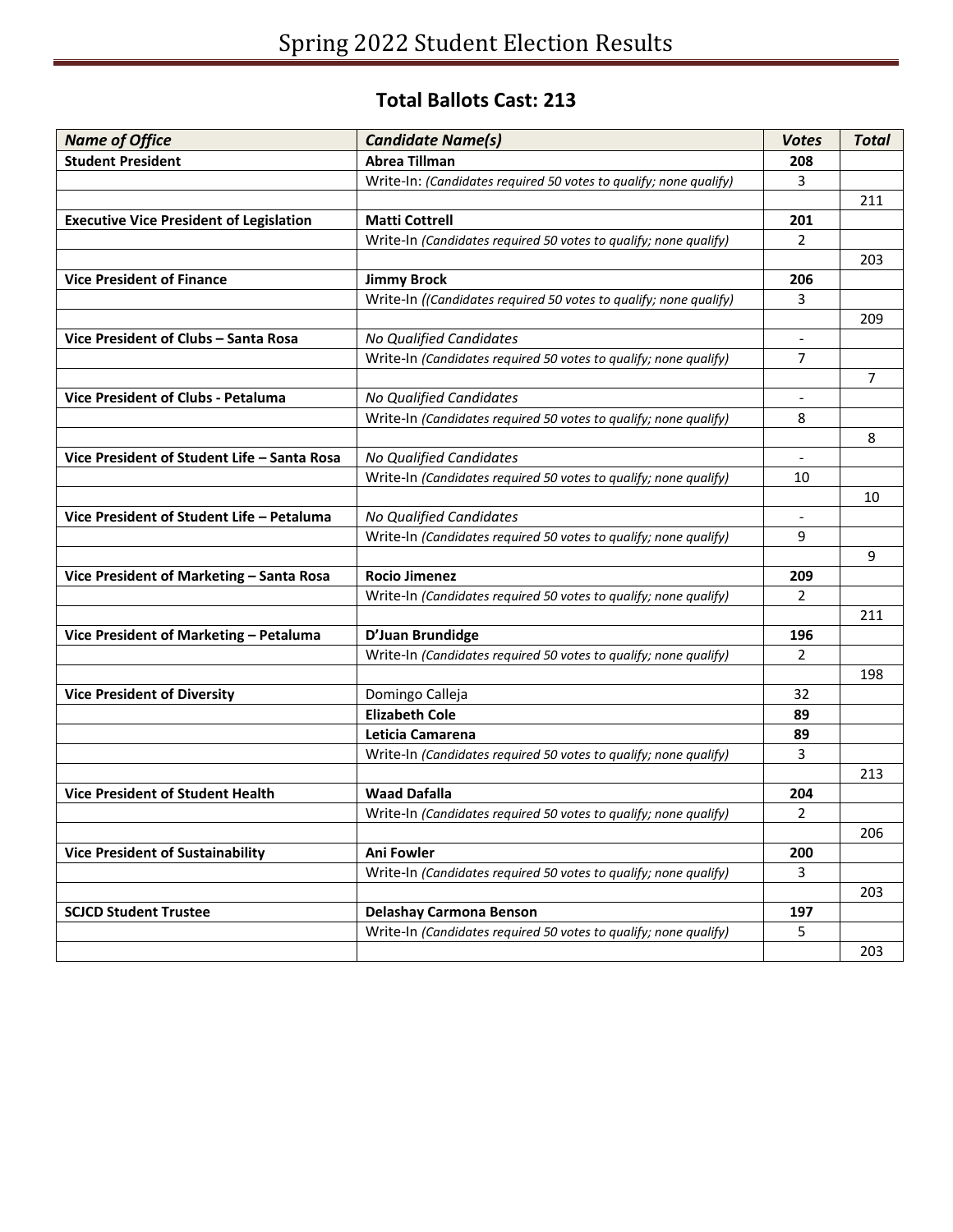# Spring 2022 Student Election Results

## Total Ballots Cast: 213

| *Name of Office* | *Candidate Name(s)* | *Votes* | *Total* |
|---|---|---|---|
| **Student President** | **Abrea Tillman** | **208** | |
| | Write-In: *(Candidates required 50 votes to qualify; none qualify)* | 3 | |
| | | | 211 |
| **Executive Vice President of Legislation** | **Matti Cottrell** | **201** | |
| | Write-In *(Candidates required 50 votes to qualify; none qualify)* | 2 | |
| | | | 203 |
| **Vice President of Finance** | **Jimmy Brock** | **206** | |
| | Write-In *((Candidates required 50 votes to qualify; none qualify)* | 3 | |
| | | | 209 |
| **Vice President of Clubs – Santa Rosa** | *No Qualified Candidates* | - | |
| | Write-In *(Candidates required 50 votes to qualify; none qualify)* | 7 | |
| | | | 7 |
| **Vice President of Clubs - Petaluma** | *No Qualified Candidates* | - | |
| | Write-In *(Candidates required 50 votes to qualify; none qualify)* | 8 | |
| | | | 8 |
| **Vice President of Student Life – Santa Rosa** | *No Qualified Candidates* | - | |
| | Write-In *(Candidates required 50 votes to qualify; none qualify)* | 10 | |
| | | | 10 |
| **Vice President of Student Life – Petaluma** | *No Qualified Candidates* | - | |
| | Write-In *(Candidates required 50 votes to qualify; none qualify)* | 9 | |
| | | | 9 |
| **Vice President of Marketing – Santa Rosa** | **Rocio Jimenez** | **209** | |
| | Write-In *(Candidates required 50 votes to qualify; none qualify)* | 2 | |
| | | | 211 |
| **Vice President of Marketing – Petaluma** | **D'Juan Brundidge** | **196** | |
| | Write-In *(Candidates required 50 votes to qualify; none qualify)* | 2 | |
| | | | 198 |
| **Vice President of Diversity** | Domingo Calleja | 32 | |
| | **Elizabeth Cole** | **89** | |
| | **Leticia Camarena** | **89** | |
| | Write-In *(Candidates required 50 votes to qualify; none qualify)* | 3 | |
| | | | 213 |
| **Vice President of Student Health** | **Waad Dafalla** | **204** | |
| | Write-In *(Candidates required 50 votes to qualify; none qualify)* | 2 | |
| | | | 206 |
| **Vice President of Sustainability** | **Ani Fowler** | **200** | |
| | Write-In *(Candidates required 50 votes to qualify; none qualify)* | 3 | |
| | | | 203 |
| **SCJCD Student Trustee** | **Delashay Carmona Benson** | **197** | |
| | Write-In *(Candidates required 50 votes to qualify; none qualify)* | 5 | |
| | | | 203 |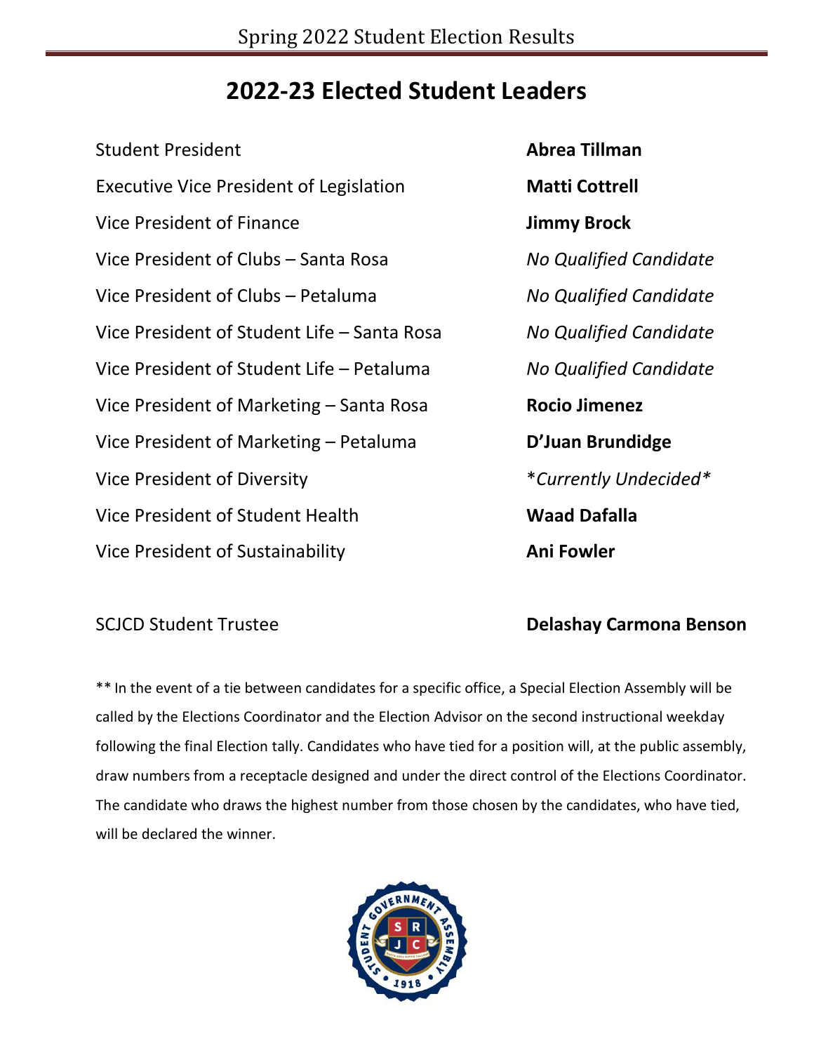Spring 2022 Student Election Results

# 2022-23 Elected Student Leaders

| | |
|---|---|
| Student President | **Abrea Tillman** |
| Executive Vice President of Legislation | **Matti Cottrell** |
| Vice President of Finance | **Jimmy Brock** |
| Vice President of Clubs – Santa Rosa | *No Qualified Candidate* |
| Vice President of Clubs – Petaluma | *No Qualified Candidate* |
| Vice President of Student Life – Santa Rosa | *No Qualified Candidate* |
| Vice President of Student Life – Petaluma | *No Qualified Candidate* |
| Vice President of Marketing – Santa Rosa | **Rocio Jimenez** |
| Vice President of Marketing – Petaluma | **D'Juan Brundidge** |
| Vice President of Diversity | *\*Currently Undecided\** |
| Vice President of Student Health | **Waad Dafalla** |
| Vice President of Sustainability | **Ani Fowler** |
| SCJCD Student Trustee | **Delashay Carmona Benson** |

** In the event of a tie between candidates for a specific office, a Special Election Assembly will be called by the Elections Coordinator and the Election Advisor on the second instructional weekday following the final Election tally. Candidates who have tied for a position will, at the public assembly, draw numbers from a receptacle designed and under the direct control of the Elections Coordinator. The candidate who draws the highest number from those chosen by the candidates, who have tied, will be declared the winner.